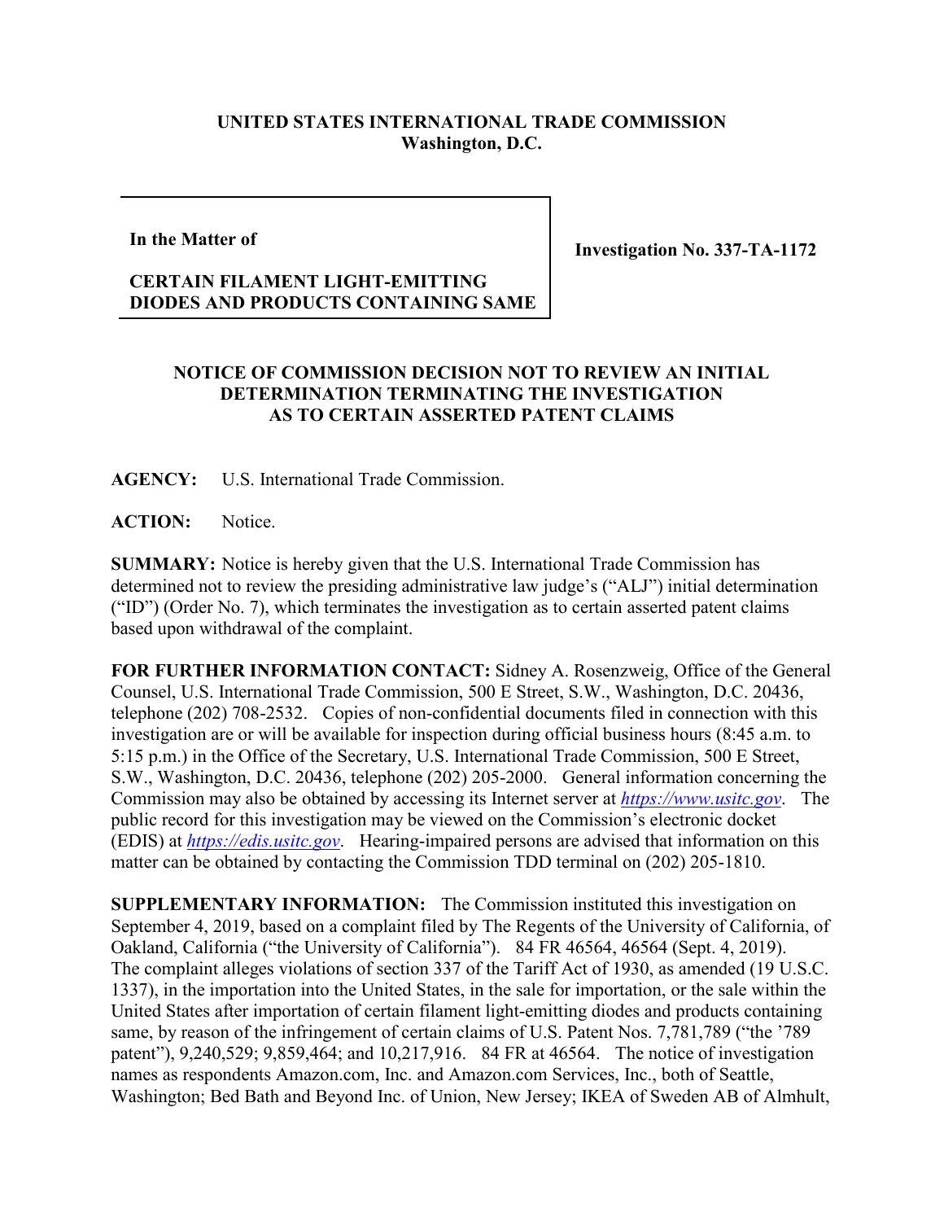**UNITED STATES INTERNATIONAL TRADE COMMISSION**
**Washington, D.C.**

| In the Matter of<br><br>**CERTAIN FILAMENT LIGHT-EMITTING DIODES AND PRODUCTS CONTAINING SAME** | **Investigation No. 337-TA-1172** |
| --- | --- |

**NOTICE OF COMMISSION DECISION NOT TO REVIEW AN INITIAL DETERMINATION TERMINATING THE INVESTIGATION AS TO CERTAIN ASSERTED PATENT CLAIMS**

**AGENCY:** U.S. International Trade Commission.

**ACTION:** Notice.

**SUMMARY:** Notice is hereby given that the U.S. International Trade Commission has determined not to review the presiding administrative law judge's ("ALJ") initial determination ("ID") (Order No. 7), which terminates the investigation as to certain asserted patent claims based upon withdrawal of the complaint.

**FOR FURTHER INFORMATION CONTACT:** Sidney A. Rosenzweig, Office of the General Counsel, U.S. International Trade Commission, 500 E Street, S.W., Washington, D.C. 20436, telephone (202) 708-2532. Copies of non-confidential documents filed in connection with this investigation are or will be available for inspection during official business hours (8:45 a.m. to 5:15 p.m.) in the Office of the Secretary, U.S. International Trade Commission, 500 E Street, S.W., Washington, D.C. 20436, telephone (202) 205-2000. General information concerning the Commission may also be obtained by accessing its Internet server at *https://www.usitc.gov*. The public record for this investigation may be viewed on the Commission's electronic docket (EDIS) at *https://edis.usitc.gov*. Hearing-impaired persons are advised that information on this matter can be obtained by contacting the Commission TDD terminal on (202) 205-1810.

**SUPPLEMENTARY INFORMATION:** The Commission instituted this investigation on September 4, 2019, based on a complaint filed by The Regents of the University of California, of Oakland, California ("the University of California"). 84 FR 46564, 46564 (Sept. 4, 2019). The complaint alleges violations of section 337 of the Tariff Act of 1930, as amended (19 U.S.C. 1337), in the importation into the United States, in the sale for importation, or the sale within the United States after importation of certain filament light-emitting diodes and products containing same, by reason of the infringement of certain claims of U.S. Patent Nos. 7,781,789 ("the '789 patent"), 9,240,529; 9,859,464; and 10,217,916. 84 FR at 46564. The notice of investigation names as respondents Amazon.com, Inc. and Amazon.com Services, Inc., both of Seattle, Washington; Bed Bath and Beyond Inc. of Union, New Jersey; IKEA of Sweden AB of Almhult,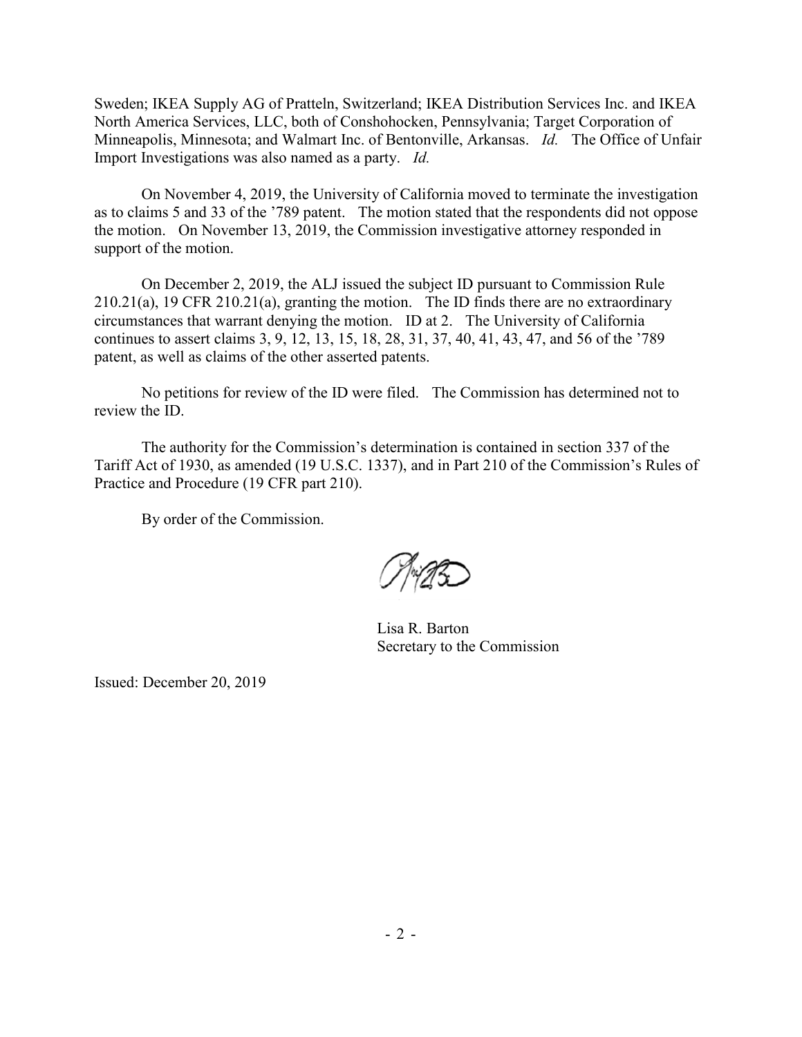Sweden; IKEA Supply AG of Pratteln, Switzerland; IKEA Distribution Services Inc. and IKEA North America Services, LLC, both of Conshohocken, Pennsylvania; Target Corporation of Minneapolis, Minnesota; and Walmart Inc. of Bentonville, Arkansas. *Id.* The Office of Unfair Import Investigations was also named as a party. *Id.*

On November 4, 2019, the University of California moved to terminate the investigation as to claims 5 and 33 of the '789 patent. The motion stated that the respondents did not oppose the motion. On November 13, 2019, the Commission investigative attorney responded in support of the motion.

On December 2, 2019, the ALJ issued the subject ID pursuant to Commission Rule 210.21(a), 19 CFR 210.21(a), granting the motion. The ID finds there are no extraordinary circumstances that warrant denying the motion. ID at 2. The University of California continues to assert claims 3, 9, 12, 13, 15, 18, 28, 31, 37, 40, 41, 43, 47, and 56 of the '789 patent, as well as claims of the other asserted patents.

No petitions for review of the ID were filed. The Commission has determined not to review the ID.

The authority for the Commission's determination is contained in section 337 of the Tariff Act of 1930, as amended (19 U.S.C. 1337), and in Part 210 of the Commission's Rules of Practice and Procedure (19 CFR part 210).

By order of the Commission.

Lisa R. Barton
Secretary to the Commission

Issued: December 20, 2019